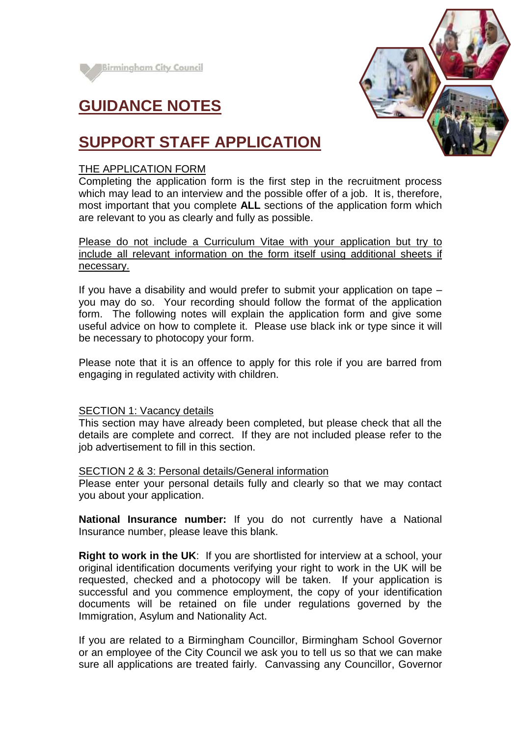Birmingham City Council

# GUIDANCE NOTES

# SUPPORT STAFF APPLICATION

## THE APPLICATION FORM

Completing the application form is the first step in the recruitment process which may lead to an interview and the possible offer of a job. It is, therefore, most important that you complete **ALL** sections of the application form which are relevant to you as clearly and fully as possible.

Please do not include a Curriculum Vitae with your application but try to include all relevant information on the form itself using additional sheets if necessary.

If you have a disability and would prefer to submit your application on tape – you may do so. Your recording should follow the format of the application form. The following notes will explain the application form and give some useful advice on how to complete it. Please use black ink or type since it will be necessary to photocopy your form.

Please note that it is an offence to apply for this role if you are barred from engaging in regulated activity with children.

## SECTION 1: Vacancy details

This section may have already been completed, but please check that all the details are complete and correct. If they are not included please refer to the job advertisement to fill in this section.

## SECTION 2 & 3: Personal details/General information

Please enter your personal details fully and clearly so that we may contact you about your application.

**National Insurance number:** If you do not currently have a National Insurance number, please leave this blank.

**Right to work in the UK**: If you are shortlisted for interview at a school, your original identification documents verifying your right to work in the UK will be requested, checked and a photocopy will be taken. If your application is successful and you commence employment, the copy of your identification documents will be retained on file under regulations governed by the Immigration, Asylum and Nationality Act.

If you are related to a Birmingham Councillor, Birmingham School Governor or an employee of the City Council we ask you to tell us so that we can make sure all applications are treated fairly. Canvassing any Councillor, Governor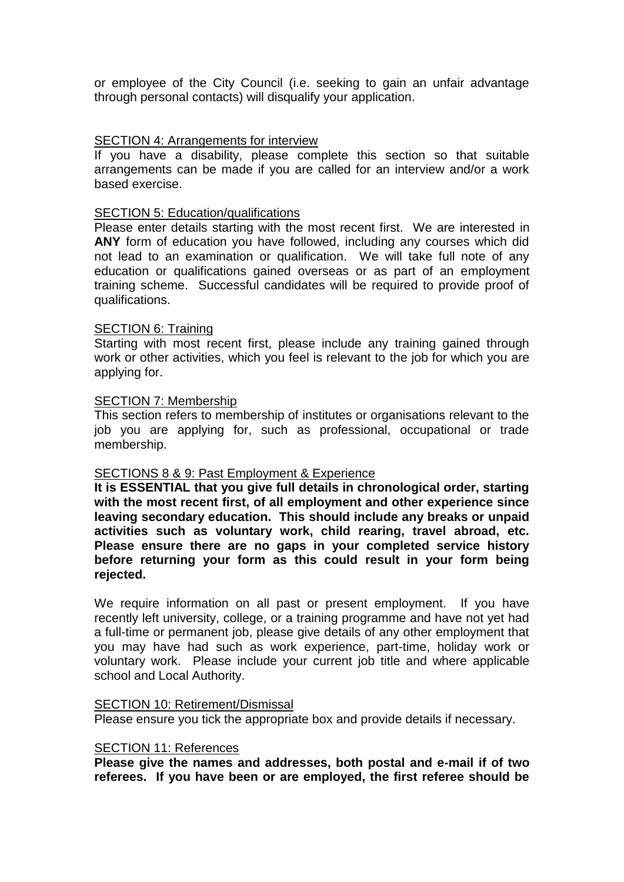or employee of the City Council (i.e. seeking to gain an unfair advantage through personal contacts) will disqualify your application.

SECTION 4: Arrangements for interview

If you have a disability, please complete this section so that suitable arrangements can be made if you are called for an interview and/or a work based exercise.

SECTION 5: Education/qualifications

Please enter details starting with the most recent first. We are interested in **ANY** form of education you have followed, including any courses which did not lead to an examination or qualification. We will take full note of any education or qualifications gained overseas or as part of an employment training scheme. Successful candidates will be required to provide proof of qualifications.

SECTION 6: Training

Starting with most recent first, please include any training gained through work or other activities, which you feel is relevant to the job for which you are applying for.

SECTION 7: Membership

This section refers to membership of institutes or organisations relevant to the job you are applying for, such as professional, occupational or trade membership.

SECTIONS 8 & 9: Past Employment & Experience

**It is ESSENTIAL that you give full details in chronological order, starting with the most recent first, of all employment and other experience since leaving secondary education. This should include any breaks or unpaid activities such as voluntary work, child rearing, travel abroad, etc. Please ensure there are no gaps in your completed service history before returning your form as this could result in your form being rejected.**

We require information on all past or present employment. If you have recently left university, college, or a training programme and have not yet had a full-time or permanent job, please give details of any other employment that you may have had such as work experience, part-time, holiday work or voluntary work. Please include your current job title and where applicable school and Local Authority.

SECTION 10: Retirement/Dismissal

Please ensure you tick the appropriate box and provide details if necessary.

SECTION 11: References

**Please give the names and addresses, both postal and e-mail if of two referees. If you have been or are employed, the first referee should be**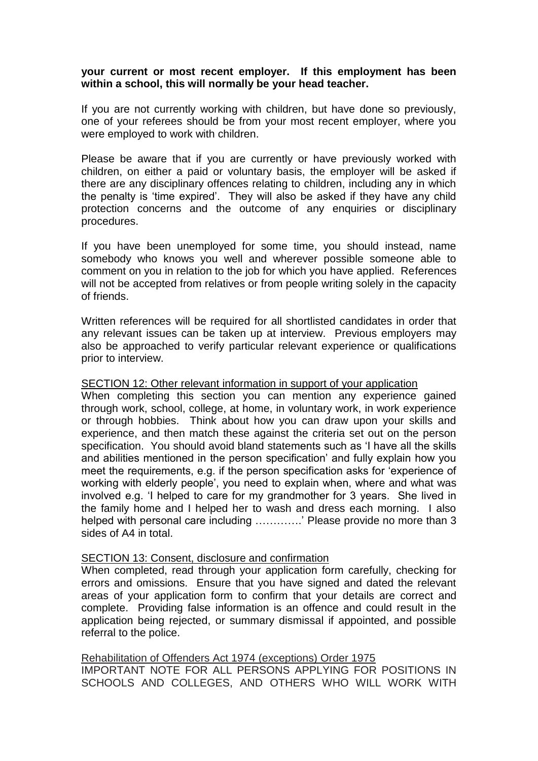**your current or most recent employer. If this employment has been within a school, this will normally be your head teacher.**

If you are not currently working with children, but have done so previously, one of your referees should be from your most recent employer, where you were employed to work with children.

Please be aware that if you are currently or have previously worked with children, on either a paid or voluntary basis, the employer will be asked if there are any disciplinary offences relating to children, including any in which the penalty is 'time expired'. They will also be asked if they have any child protection concerns and the outcome of any enquiries or disciplinary procedures.

If you have been unemployed for some time, you should instead, name somebody who knows you well and wherever possible someone able to comment on you in relation to the job for which you have applied. References will not be accepted from relatives or from people writing solely in the capacity of friends.

Written references will be required for all shortlisted candidates in order that any relevant issues can be taken up at interview. Previous employers may also be approached to verify particular relevant experience or qualifications prior to interview.

SECTION 12: Other relevant information in support of your application

When completing this section you can mention any experience gained through work, school, college, at home, in voluntary work, in work experience or through hobbies. Think about how you can draw upon your skills and experience, and then match these against the criteria set out on the person specification. You should avoid bland statements such as 'I have all the skills and abilities mentioned in the person specification' and fully explain how you meet the requirements, e.g. if the person specification asks for 'experience of working with elderly people', you need to explain when, where and what was involved e.g. 'I helped to care for my grandmother for 3 years. She lived in the family home and I helped her to wash and dress each morning. I also helped with personal care including ………….' Please provide no more than 3 sides of A4 in total.

SECTION 13: Consent, disclosure and confirmation

When completed, read through your application form carefully, checking for errors and omissions. Ensure that you have signed and dated the relevant areas of your application form to confirm that your details are correct and complete. Providing false information is an offence and could result in the application being rejected, or summary dismissal if appointed, and possible referral to the police.

Rehabilitation of Offenders Act 1974 (exceptions) Order 1975

IMPORTANT NOTE FOR ALL PERSONS APPLYING FOR POSITIONS IN SCHOOLS AND COLLEGES, AND OTHERS WHO WILL WORK WITH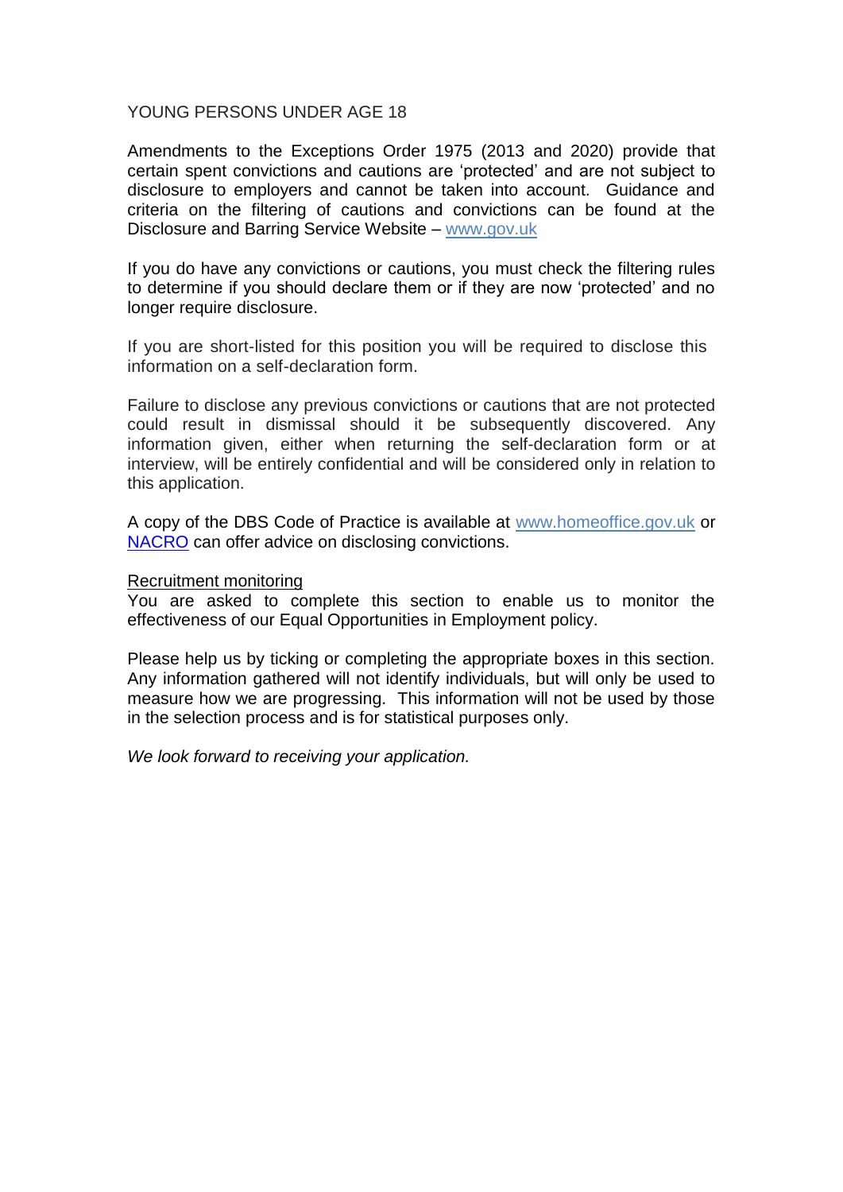YOUNG PERSONS UNDER AGE 18

Amendments to the Exceptions Order 1975 (2013 and 2020) provide that certain spent convictions and cautions are 'protected' and are not subject to disclosure to employers and cannot be taken into account. Guidance and criteria on the filtering of cautions and convictions can be found at the Disclosure and Barring Service Website – www.gov.uk

If you do have any convictions or cautions, you must check the filtering rules to determine if you should declare them or if they are now 'protected' and no longer require disclosure.

If you are short-listed for this position you will be required to disclose this information on a self-declaration form.

Failure to disclose any previous convictions or cautions that are not protected could result in dismissal should it be subsequently discovered. Any information given, either when returning the self-declaration form or at interview, will be entirely confidential and will be considered only in relation to this application.

A copy of the DBS Code of Practice is available at www.homeoffice.gov.uk or NACRO can offer advice on disclosing convictions.

Recruitment monitoring
You are asked to complete this section to enable us to monitor the effectiveness of our Equal Opportunities in Employment policy.

Please help us by ticking or completing the appropriate boxes in this section. Any information gathered will not identify individuals, but will only be used to measure how we are progressing. This information will not be used by those in the selection process and is for statistical purposes only.

*We look forward to receiving your application.*